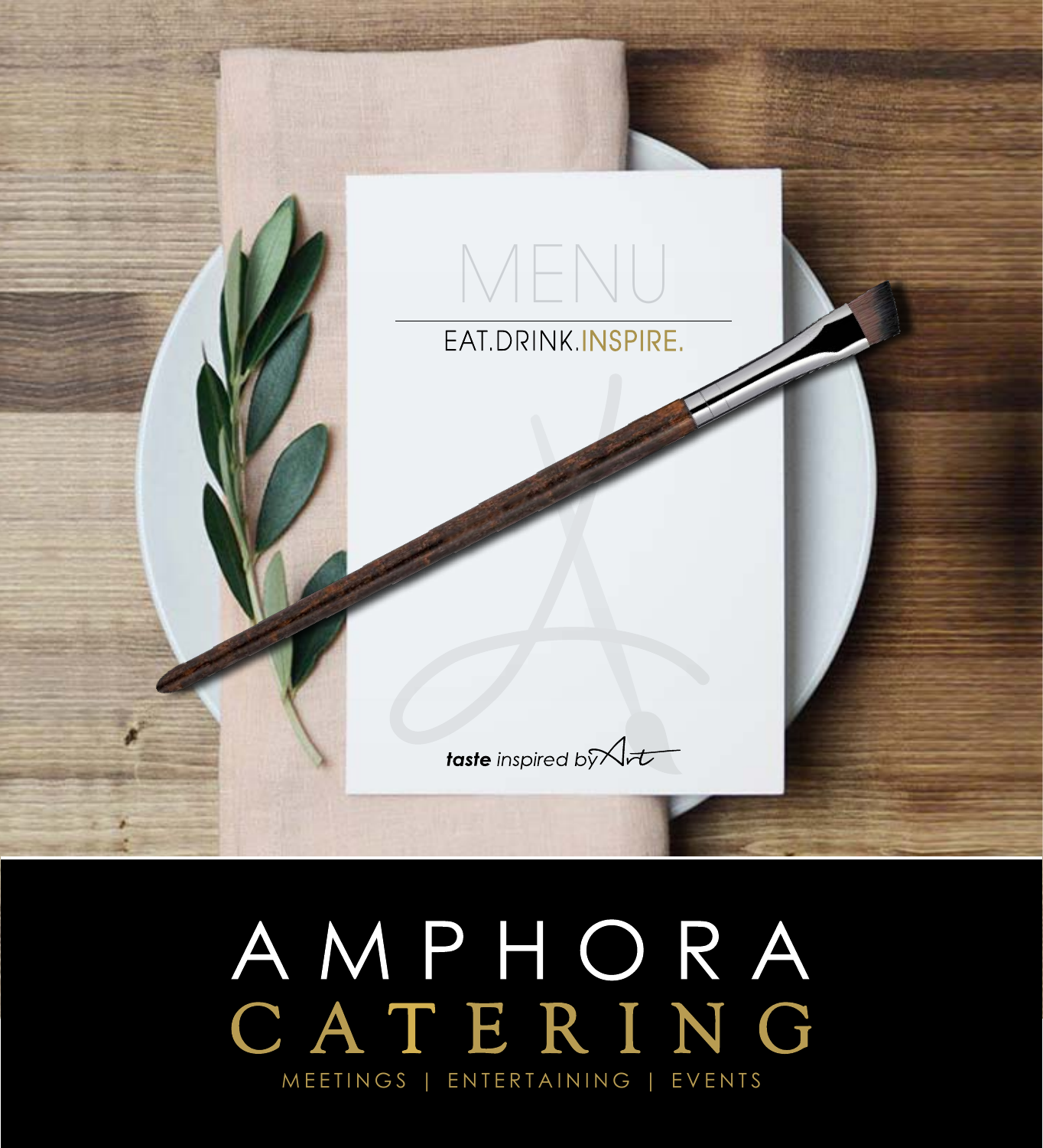# MENU

EAT.DRINK.INSPIRE.

***taste*** *inspired by Art*

# AMPHORA CATERING

MEETINGS | ENTERTAINING | EVENTS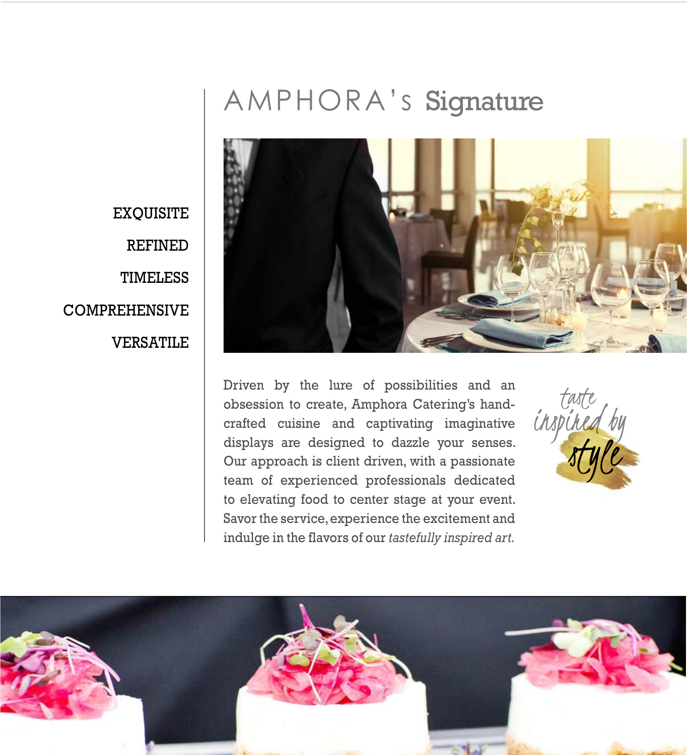# AMPHORA's Signature

EXQUISITE

REFINED

TIMELESS

COMPREHENSIVE

VERSATILE

Driven by the lure of possibilities and an obsession to create, Amphora Catering's hand-crafted cuisine and captivating imaginative displays are designed to dazzle your senses. Our approach is client driven, with a passionate team of experienced professionals dedicated to elevating food to center stage at your event. Savor the service, experience the excitement and indulge in the flavors of our *tastefully inspired art.*

*taste inspired by style*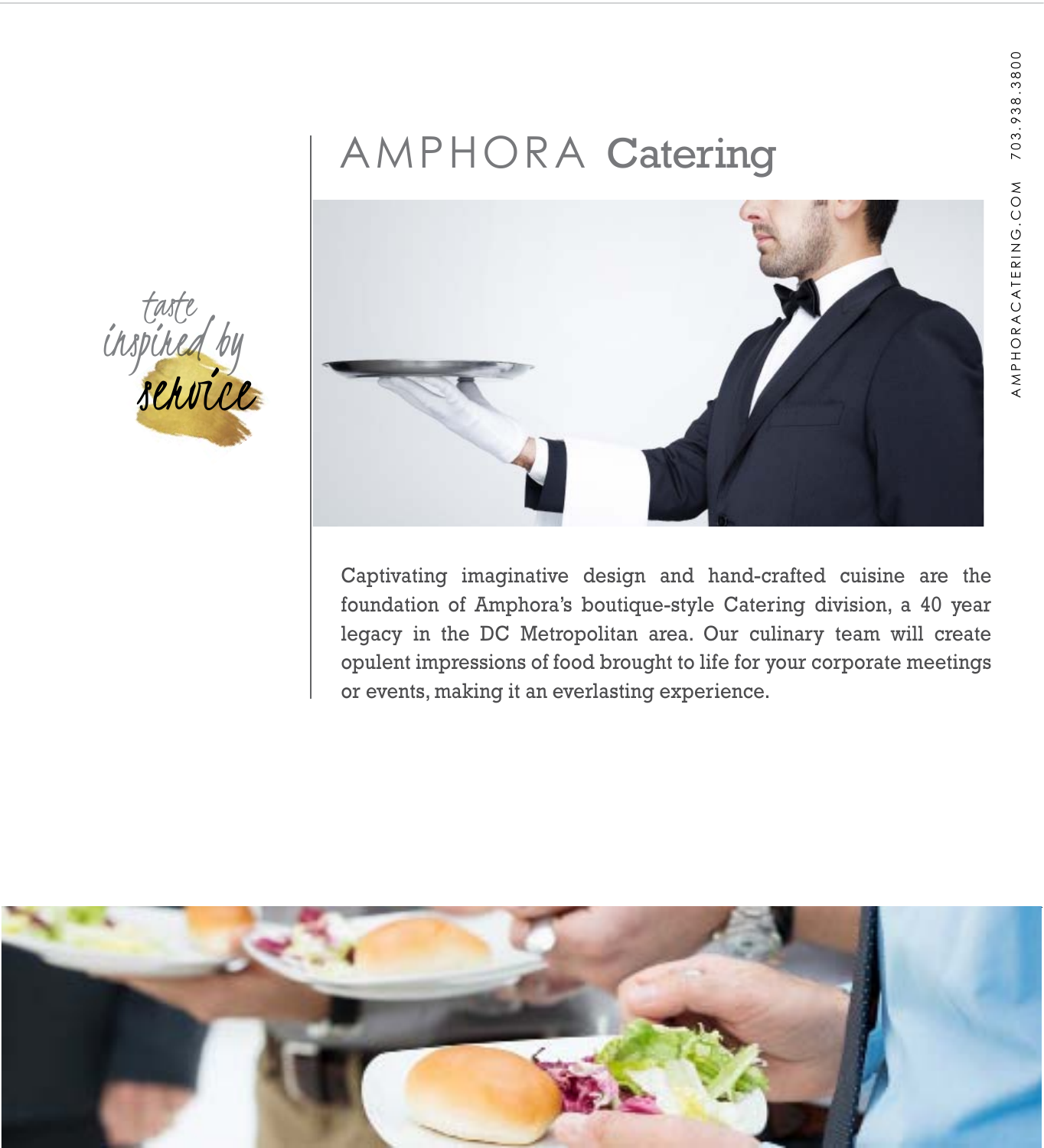# AMPHORA Catering

*taste inspired by service*

Captivating imaginative design and hand-crafted cuisine are the foundation of Amphora's boutique-style Catering division, a 40 year legacy in the DC Metropolitan area. Our culinary team will create opulent impressions of food brought to life for your corporate meetings or events, making it an everlasting experience.

AMPHORACATERING.COM 703.938.3800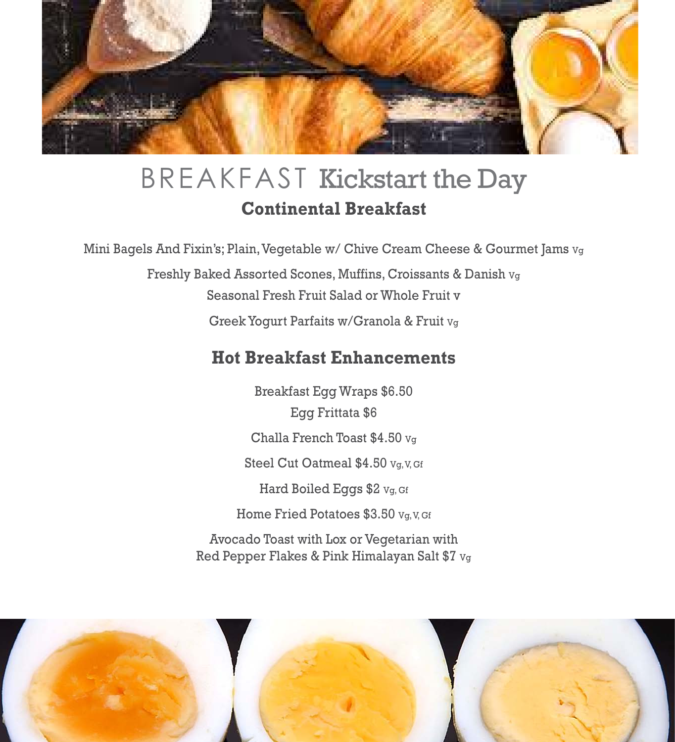# BREAKFAST Kickstart the Day

## Continental Breakfast

Mini Bagels And Fixin's; Plain, Vegetable w/ Chive Cream Cheese & Gourmet Jams Vg

Freshly Baked Assorted Scones, Muffins, Croissants & Danish Vg

Seasonal Fresh Fruit Salad or Whole Fruit v

Greek Yogurt Parfaits w/Granola & Fruit Vg

## Hot Breakfast Enhancements

Breakfast Egg Wraps $6.50

Egg Frittata $6

Challa French Toast $4.50 Vg

Steel Cut Oatmeal $4.50 Vg, V, Gf

Hard Boiled Eggs $2 Vg, Gf

Home Fried Potatoes $3.50 Vg, V, Gf

Avocado Toast with Lox or Vegetarian with Red Pepper Flakes & Pink Himalayan Salt $7 Vg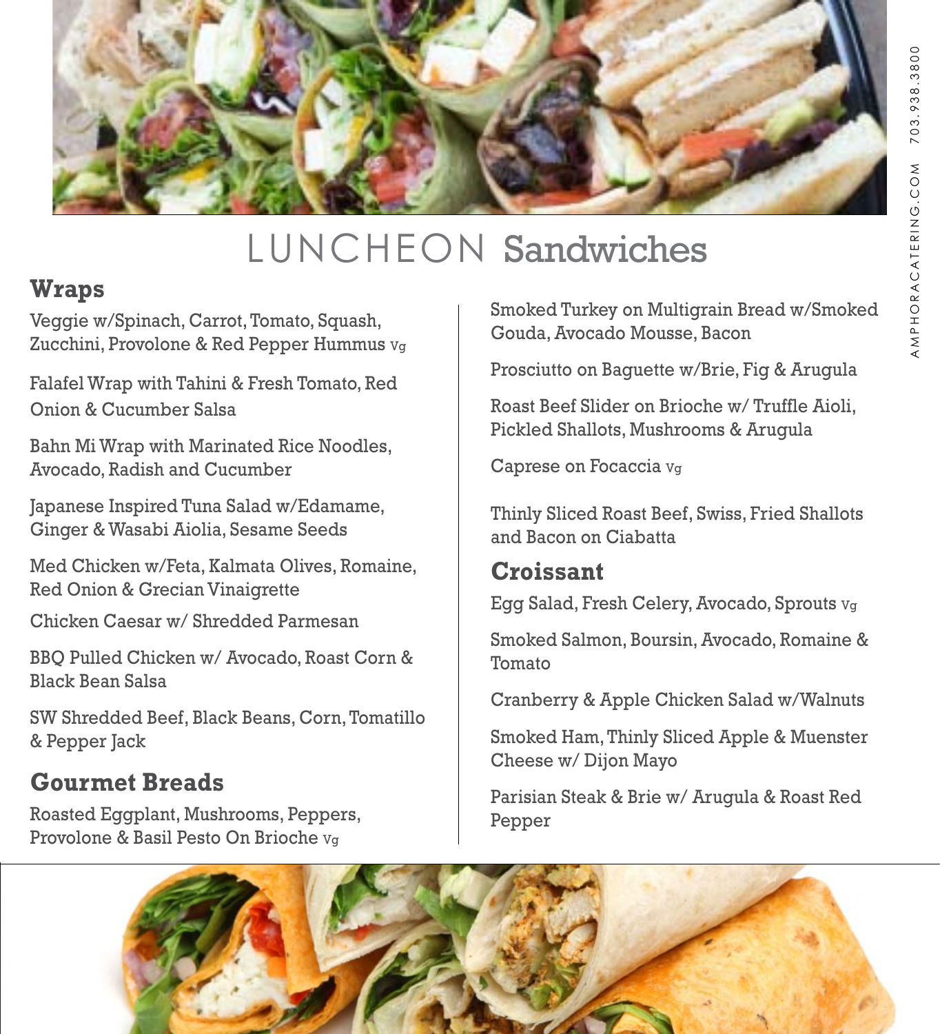# LUNCHEON Sandwiches

## Wraps

Veggie w/Spinach, Carrot, Tomato, Squash, Zucchini, Provolone & Red Pepper Hummus Vg

Falafel Wrap with Tahini & Fresh Tomato, Red Onion & Cucumber Salsa

Bahn Mi Wrap with Marinated Rice Noodles, Avocado, Radish and Cucumber

Japanese Inspired Tuna Salad w/Edamame, Ginger & Wasabi Aiolia, Sesame Seeds

Med Chicken w/Feta, Kalmata Olives, Romaine, Red Onion & Grecian Vinaigrette

Chicken Caesar w/ Shredded Parmesan

BBQ Pulled Chicken w/ Avocado, Roast Corn & Black Bean Salsa

SW Shredded Beef, Black Beans, Corn, Tomatillo & Pepper Jack

## Gourmet Breads

Roasted Eggplant, Mushrooms, Peppers, Provolone & Basil Pesto On Brioche Vg

Smoked Turkey on Multigrain Bread w/Smoked Gouda, Avocado Mousse, Bacon

Prosciutto on Baguette w/Brie, Fig & Arugula

Roast Beef Slider on Brioche w/ Truffle Aioli, Pickled Shallots, Mushrooms & Arugula

Caprese on Focaccia Vg

Thinly Sliced Roast Beef, Swiss, Fried Shallots and Bacon on Ciabatta

## Croissant

Egg Salad, Fresh Celery, Avocado, Sprouts Vg

Smoked Salmon, Boursin, Avocado, Romaine & Tomato

Cranberry & Apple Chicken Salad w/Walnuts

Smoked Ham, Thinly Sliced Apple & Muenster Cheese w/ Dijon Mayo

Parisian Steak & Brie w/ Arugula & Roast Red Pepper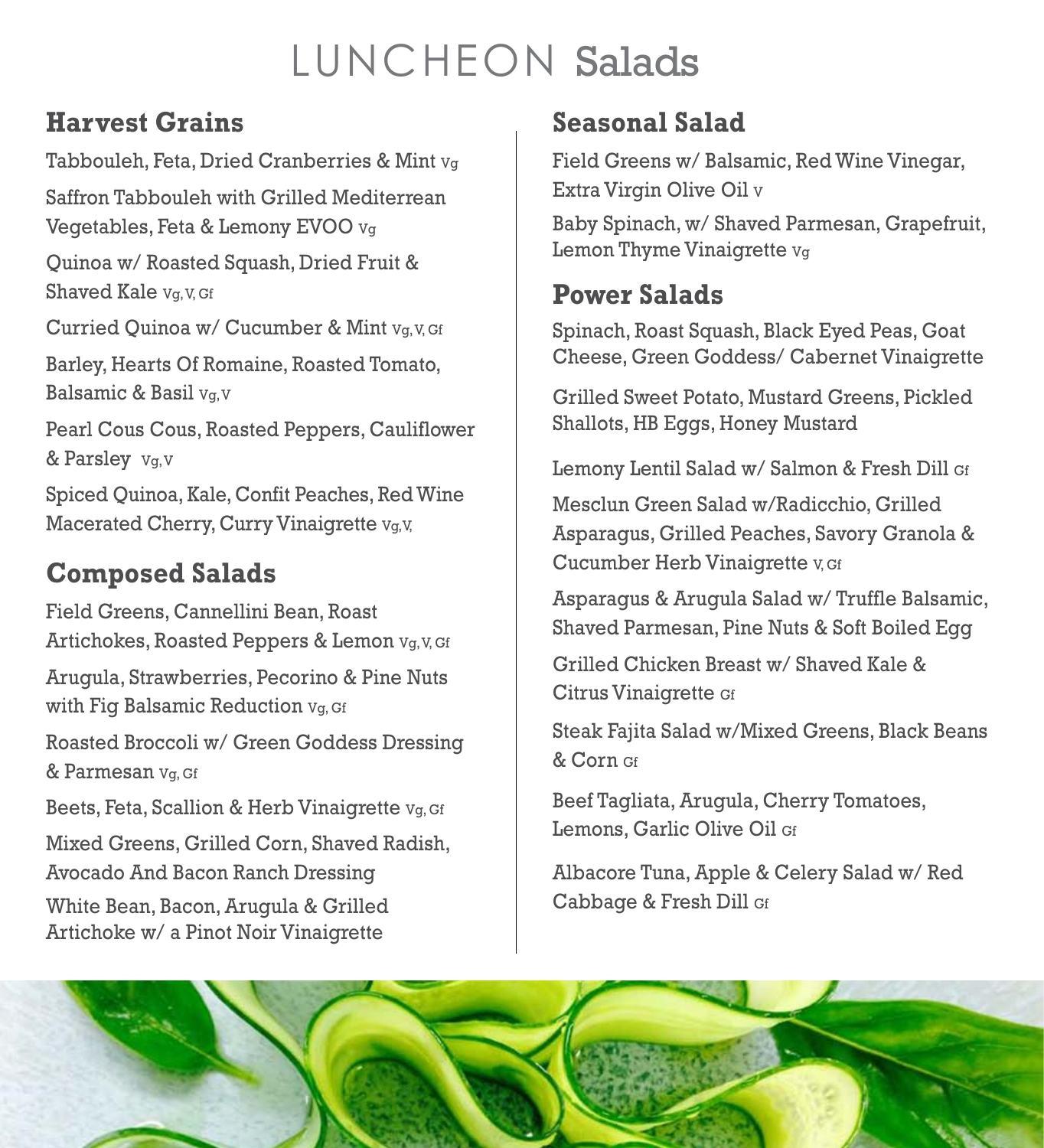# LUNCHEON Salads

## Harvest Grains

Tabbouleh, Feta, Dried Cranberries & Mint Vg

Saffron Tabbouleh with Grilled Mediterrean Vegetables, Feta & Lemony EVOO Vg

Quinoa w/ Roasted Squash, Dried Fruit & Shaved Kale Vg, V, Gf

Curried Quinoa w/ Cucumber & Mint Vg, V, Gf

Barley, Hearts Of Romaine, Roasted Tomato, Balsamic & Basil Vg, V

Pearl Cous Cous, Roasted Peppers, Cauliflower & Parsley Vg, V

Spiced Quinoa, Kale, Confit Peaches, Red Wine Macerated Cherry, Curry Vinaigrette Vg, V,

## Composed Salads

Field Greens, Cannellini Bean, Roast Artichokes, Roasted Peppers & Lemon Vg, V, Gf

Arugula, Strawberries, Pecorino & Pine Nuts with Fig Balsamic Reduction Vg, Gf

Roasted Broccoli w/ Green Goddess Dressing & Parmesan Vg, Gf

Beets, Feta, Scallion & Herb Vinaigrette Vg, Gf

Mixed Greens, Grilled Corn, Shaved Radish, Avocado And Bacon Ranch Dressing

White Bean, Bacon, Arugula & Grilled Artichoke w/ a Pinot Noir Vinaigrette

## Seasonal Salad

Field Greens w/ Balsamic, Red Wine Vinegar, Extra Virgin Olive Oil V

Baby Spinach, w/ Shaved Parmesan, Grapefruit, Lemon Thyme Vinaigrette Vg

## Power Salads

Spinach, Roast Squash, Black Eyed Peas, Goat Cheese, Green Goddess/ Cabernet Vinaigrette

Grilled Sweet Potato, Mustard Greens, Pickled Shallots, HB Eggs, Honey Mustard

Lemony Lentil Salad w/ Salmon & Fresh Dill Gf

Mesclun Green Salad w/Radicchio, Grilled Asparagus, Grilled Peaches, Savory Granola & Cucumber Herb Vinaigrette V, Gf

Asparagus & Arugula Salad w/ Truffle Balsamic, Shaved Parmesan, Pine Nuts & Soft Boiled Egg

Grilled Chicken Breast w/ Shaved Kale & Citrus Vinaigrette Gf

Steak Fajita Salad w/Mixed Greens, Black Beans & Corn Gf

Beef Tagliata, Arugula, Cherry Tomatoes, Lemons, Garlic Olive Oil Gf

Albacore Tuna, Apple & Celery Salad w/ Red Cabbage & Fresh Dill Gf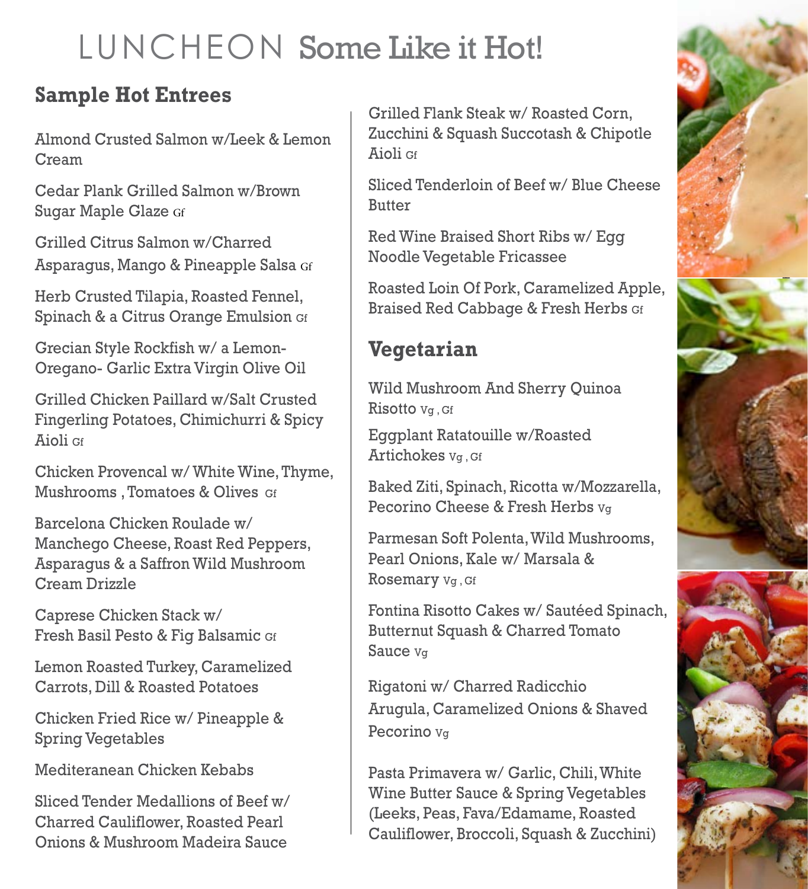# LUNCHEON Some Like it Hot!

## Sample Hot Entrees

Almond Crusted Salmon w/Leek & Lemon Cream

Cedar Plank Grilled Salmon w/Brown Sugar Maple Glaze Gf

Grilled Citrus Salmon w/Charred Asparagus, Mango & Pineapple Salsa Gf

Herb Crusted Tilapia, Roasted Fennel, Spinach & a Citrus Orange Emulsion Gf

Grecian Style Rockfish w/ a Lemon-Oregano- Garlic Extra Virgin Olive Oil

Grilled Chicken Paillard w/Salt Crusted Fingerling Potatoes, Chimichurri & Spicy Aioli Gf

Chicken Provencal w/ White Wine, Thyme, Mushrooms , Tomatoes & Olives Gf

Barcelona Chicken Roulade w/ Manchego Cheese, Roast Red Peppers, Asparagus & a Saffron Wild Mushroom Cream Drizzle

Caprese Chicken Stack w/ Fresh Basil Pesto & Fig Balsamic Gf

Lemon Roasted Turkey, Caramelized Carrots, Dill & Roasted Potatoes

Chicken Fried Rice w/ Pineapple & Spring Vegetables

Mediteranean Chicken Kebabs

Sliced Tender Medallions of Beef w/ Charred Cauliflower, Roasted Pearl Onions & Mushroom Madeira Sauce

Grilled Flank Steak w/ Roasted Corn, Zucchini & Squash Succotash & Chipotle Aioli Gf

Sliced Tenderloin of Beef w/ Blue Cheese Butter

Red Wine Braised Short Ribs w/ Egg Noodle Vegetable Fricassee

Roasted Loin Of Pork, Caramelized Apple, Braised Red Cabbage & Fresh Herbs Gf

## Vegetarian

Wild Mushroom And Sherry Quinoa Risotto Vg , Gf

Eggplant Ratatouille w/Roasted Artichokes Vg , Gf

Baked Ziti, Spinach, Ricotta w/Mozzarella, Pecorino Cheese & Fresh Herbs Vg

Parmesan Soft Polenta, Wild Mushrooms, Pearl Onions, Kale w/ Marsala & Rosemary Vg , Gf

Fontina Risotto Cakes w/ Sautéed Spinach, Butternut Squash & Charred Tomato Sauce Vg

Rigatoni w/ Charred Radicchio Arugula, Caramelized Onions & Shaved Pecorino Vg

Pasta Primavera w/ Garlic, Chili, White Wine Butter Sauce & Spring Vegetables (Leeks, Peas, Fava/Edamame, Roasted Cauliflower, Broccoli, Squash & Zucchini)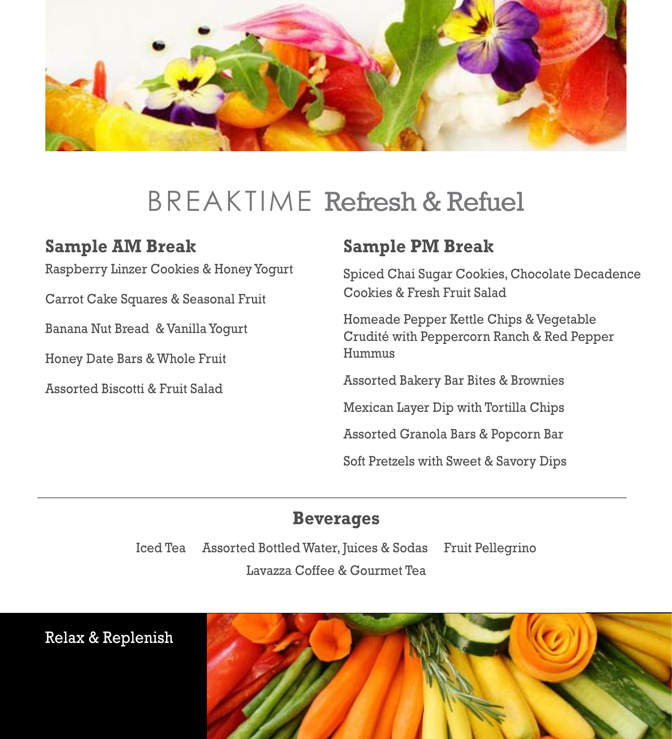# BREAKTIME Refresh & Refuel

## Sample AM Break

Raspberry Linzer Cookies & Honey Yogurt

Carrot Cake Squares & Seasonal Fruit

Banana Nut Bread & Vanilla Yogurt

Honey Date Bars & Whole Fruit

Assorted Biscotti & Fruit Salad

## Sample PM Break

Spiced Chai Sugar Cookies, Chocolate Decadence Cookies & Fresh Fruit Salad

Homeade Pepper Kettle Chips & Vegetable Crudité with Peppercorn Ranch & Red Pepper Hummus

Assorted Bakery Bar Bites & Brownies

Mexican Layer Dip with Tortilla Chips

Assorted Granola Bars & Popcorn Bar

Soft Pretzels with Sweet & Savory Dips

---

## Beverages

Iced Tea     Assorted Bottled Water, Juices & Sodas     Fruit Pellegrino

Lavazza Coffee & Gourmet Tea

Relax & Replenish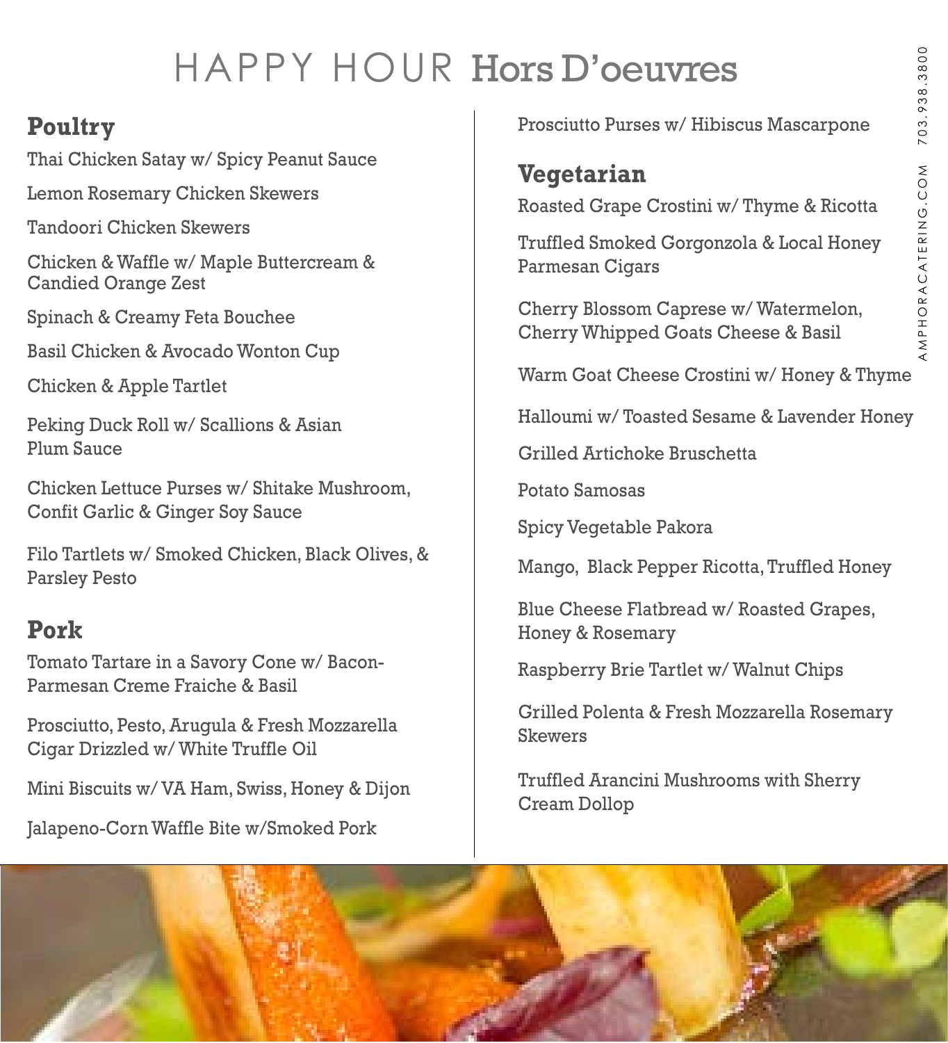# HAPPY HOUR Hors D'oeuvres

## Poultry

Thai Chicken Satay w/ Spicy Peanut Sauce

Lemon Rosemary Chicken Skewers

Tandoori Chicken Skewers

Chicken & Waffle w/ Maple Buttercream & Candied Orange Zest

Spinach & Creamy Feta Bouchee

Basil Chicken & Avocado Wonton Cup

Chicken & Apple Tartlet

Peking Duck Roll w/ Scallions & Asian Plum Sauce

Chicken Lettuce Purses w/ Shitake Mushroom, Confit Garlic & Ginger Soy Sauce

Filo Tartlets w/ Smoked Chicken, Black Olives, & Parsley Pesto

## Pork

Tomato Tartare in a Savory Cone w/ Bacon-Parmesan Creme Fraiche & Basil

Prosciutto, Pesto, Arugula & Fresh Mozzarella Cigar Drizzled w/ White Truffle Oil

Mini Biscuits w/ VA Ham, Swiss, Honey & Dijon

Jalapeno-Corn Waffle Bite w/Smoked Pork

Prosciutto Purses w/ Hibiscus Mascarpone

## Vegetarian

Roasted Grape Crostini w/ Thyme & Ricotta

Truffled Smoked Gorgonzola & Local Honey Parmesan Cigars

Cherry Blossom Caprese w/ Watermelon, Cherry Whipped Goats Cheese & Basil

Warm Goat Cheese Crostini w/ Honey & Thyme

Halloumi w/ Toasted Sesame & Lavender Honey

Grilled Artichoke Bruschetta

Potato Samosas

Spicy Vegetable Pakora

Mango, Black Pepper Ricotta, Truffled Honey

Blue Cheese Flatbread w/ Roasted Grapes, Honey & Rosemary

Raspberry Brie Tartlet w/ Walnut Chips

Grilled Polenta & Fresh Mozzarella Rosemary Skewers

Truffled Arancini Mushrooms with Sherry Cream Dollop

AMPHORACATERING.COM 703.938.3800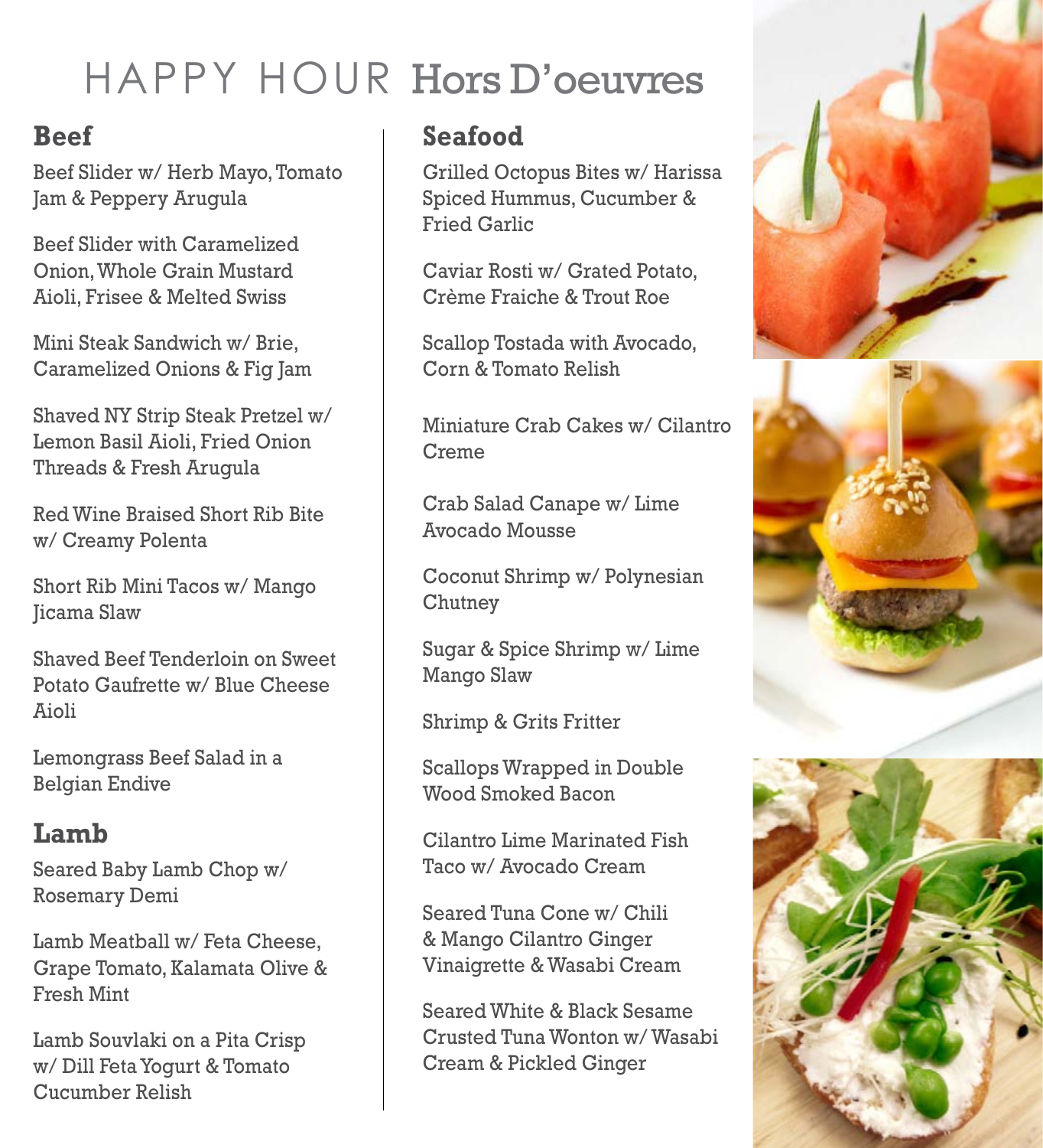# HAPPY HOUR Hors D'oeuvres

## Beef

Beef Slider w/ Herb Mayo, Tomato Jam & Peppery Arugula

Beef Slider with Caramelized Onion, Whole Grain Mustard Aioli, Frisee & Melted Swiss

Mini Steak Sandwich w/ Brie, Caramelized Onions & Fig Jam

Shaved NY Strip Steak Pretzel w/ Lemon Basil Aioli, Fried Onion Threads & Fresh Arugula

Red Wine Braised Short Rib Bite w/ Creamy Polenta

Short Rib Mini Tacos w/ Mango Jicama Slaw

Shaved Beef Tenderloin on Sweet Potato Gaufrette w/ Blue Cheese Aioli

Lemongrass Beef Salad in a Belgian Endive

## Lamb

Seared Baby Lamb Chop w/ Rosemary Demi

Lamb Meatball w/ Feta Cheese, Grape Tomato, Kalamata Olive & Fresh Mint

Lamb Souvlaki on a Pita Crisp w/ Dill Feta Yogurt & Tomato Cucumber Relish

## Seafood

Grilled Octopus Bites w/ Harissa Spiced Hummus, Cucumber & Fried Garlic

Caviar Rosti w/ Grated Potato, Crème Fraiche & Trout Roe

Scallop Tostada with Avocado, Corn & Tomato Relish

Miniature Crab Cakes w/ Cilantro Creme

Crab Salad Canape w/ Lime Avocado Mousse

Coconut Shrimp w/ Polynesian Chutney

Sugar & Spice Shrimp w/ Lime Mango Slaw

Shrimp & Grits Fritter

Scallops Wrapped in Double Wood Smoked Bacon

Cilantro Lime Marinated Fish Taco w/ Avocado Cream

Seared Tuna Cone w/ Chili & Mango Cilantro Ginger Vinaigrette & Wasabi Cream

Seared White & Black Sesame Crusted Tuna Wonton w/ Wasabi Cream & Pickled Ginger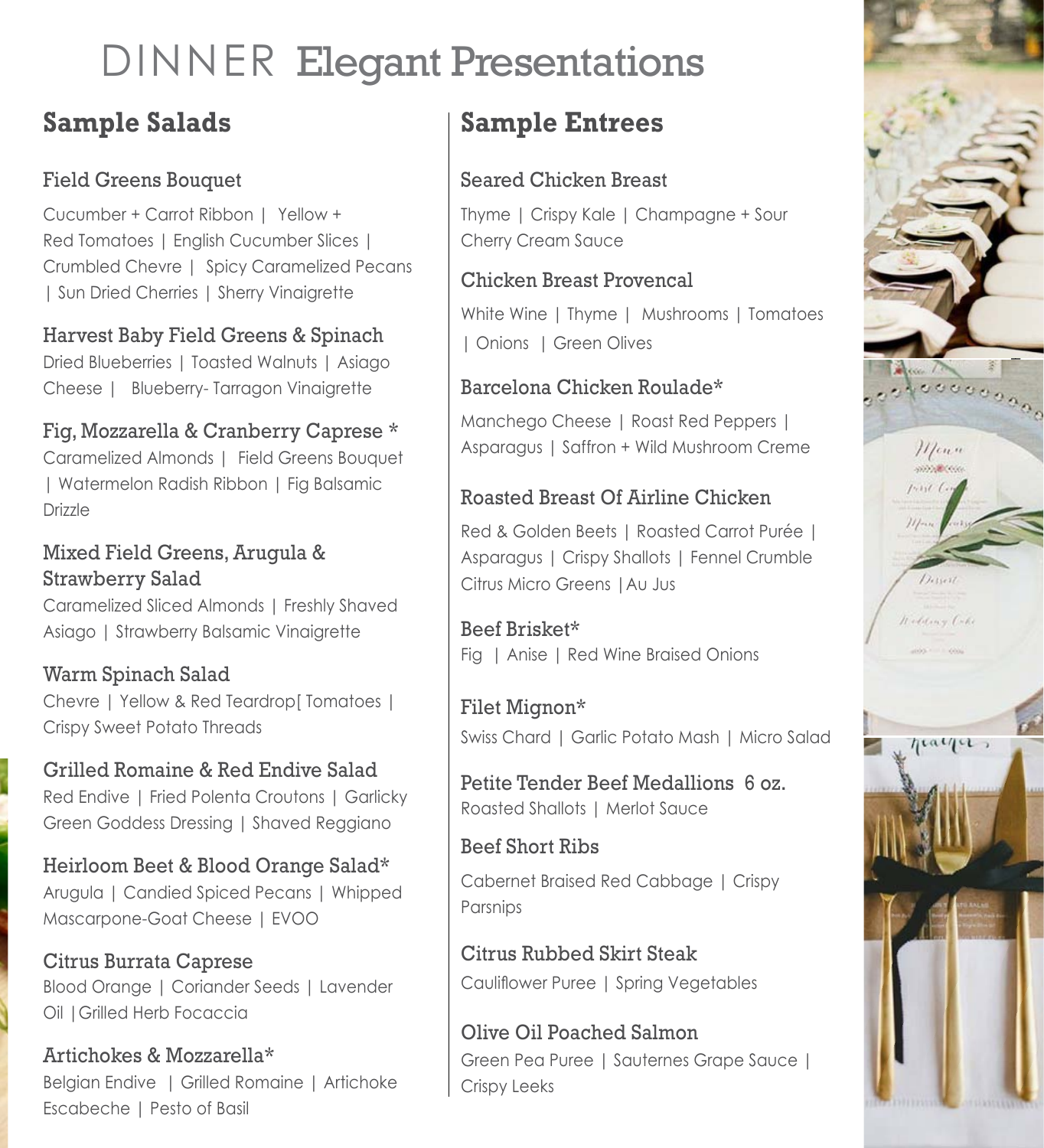# DINNER Elegant Presentations

## Sample Salads

### Field Greens Bouquet

Cucumber + Carrot Ribbon | Yellow + Red Tomatoes | English Cucumber Slices | Crumbled Chevre | Spicy Caramelized Pecans | Sun Dried Cherries | Sherry Vinaigrette

### Harvest Baby Field Greens & Spinach

Dried Blueberries | Toasted Walnuts | Asiago Cheese | Blueberry- Tarragon Vinaigrette

### Fig, Mozzarella & Cranberry Caprese *

Caramelized Almonds | Field Greens Bouquet | Watermelon Radish Ribbon | Fig Balsamic Drizzle

### Mixed Field Greens, Arugula & Strawberry Salad

Caramelized Sliced Almonds | Freshly Shaved Asiago | Strawberry Balsamic Vinaigrette

### Warm Spinach Salad

Chevre | Yellow & Red Teardrop[ Tomatoes | Crispy Sweet Potato Threads

### Grilled Romaine & Red Endive Salad

Red Endive | Fried Polenta Croutons | Garlicky Green Goddess Dressing | Shaved Reggiano

### Heirloom Beet & Blood Orange Salad*

Arugula | Candied Spiced Pecans | Whipped Mascarpone-Goat Cheese | EVOO

### Citrus Burrata Caprese

Blood Orange | Coriander Seeds | Lavender Oil |Grilled Herb Focaccia

### Artichokes & Mozzarella*

Belgian Endive | Grilled Romaine | Artichoke Escabeche | Pesto of Basil

## Sample Entrees

### Seared Chicken Breast

Thyme | Crispy Kale | Champagne + Sour Cherry Cream Sauce

### Chicken Breast Provencal

White Wine | Thyme | Mushrooms | Tomatoes | Onions | Green Olives

### Barcelona Chicken Roulade*

Manchego Cheese | Roast Red Peppers | Asparagus | Saffron + Wild Mushroom Creme

### Roasted Breast Of Airline Chicken

Red & Golden Beets | Roasted Carrot Purée | Asparagus | Crispy Shallots | Fennel Crumble Citrus Micro Greens |Au Jus

### Beef Brisket*

Fig | Anise | Red Wine Braised Onions

### Filet Mignon*

Swiss Chard | Garlic Potato Mash | Micro Salad

### Petite Tender Beef Medallions 6 oz.

Roasted Shallots | Merlot Sauce

### Beef Short Ribs

Cabernet Braised Red Cabbage | Crispy Parsnips

### Citrus Rubbed Skirt Steak

Cauliflower Puree | Spring Vegetables

### Olive Oil Poached Salmon

Green Pea Puree | Sauternes Grape Sauce | Crispy Leeks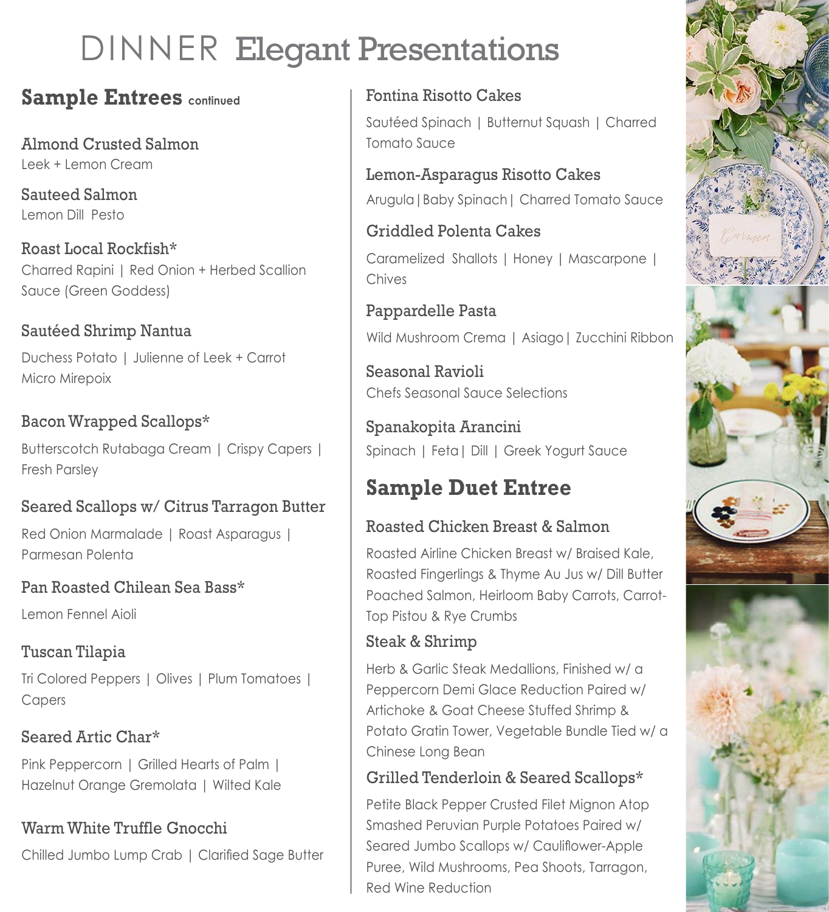# DINNER Elegant Presentations

## Sample Entrees continued

### Almond Crusted Salmon
Leek + Lemon Cream

### Sauteed Salmon
Lemon Dill Pesto

### Roast Local Rockfish*
Charred Rapini | Red Onion + Herbed Scallion Sauce (Green Goddess)

### Sautéed Shrimp Nantua
Duchess Potato | Julienne of Leek + Carrot Micro Mirepoix

### Bacon Wrapped Scallops*
Butterscotch Rutabaga Cream | Crispy Capers | Fresh Parsley

### Seared Scallops w/ Citrus Tarragon Butter
Red Onion Marmalade | Roast Asparagus | Parmesan Polenta

### Pan Roasted Chilean Sea Bass*
Lemon Fennel Aioli

### Tuscan Tilapia
Tri Colored Peppers | Olives | Plum Tomatoes | Capers

### Seared Artic Char*
Pink Peppercorn | Grilled Hearts of Palm | Hazelnut Orange Gremolata | Wilted Kale

### Warm White Truffle Gnocchi
Chilled Jumbo Lump Crab | Clarified Sage Butter

### Fontina Risotto Cakes
Sautéed Spinach | Butternut Squash | Charred Tomato Sauce

### Lemon-Asparagus Risotto Cakes
Arugula | Baby Spinach | Charred Tomato Sauce

### Griddled Polenta Cakes
Caramelized Shallots | Honey | Mascarpone | Chives

### Pappardelle Pasta
Wild Mushroom Crema | Asiago | Zucchini Ribbon

### Seasonal Ravioli
Chefs Seasonal Sauce Selections

### Spanakopita Arancini
Spinach | Feta | Dill | Greek Yogurt Sauce

## Sample Duet Entree

### Roasted Chicken Breast & Salmon
Roasted Airline Chicken Breast w/ Braised Kale, Roasted Fingerlings & Thyme Au Jus w/ Dill Butter Poached Salmon, Heirloom Baby Carrots, Carrot-Top Pistou & Rye Crumbs

### Steak & Shrimp
Herb & Garlic Steak Medallions, Finished w/ a Peppercorn Demi Glace Reduction Paired w/ Artichoke & Goat Cheese Stuffed Shrimp & Potato Gratin Tower, Vegetable Bundle Tied w/ a Chinese Long Bean

### Grilled Tenderloin & Seared Scallops*
Petite Black Pepper Crusted Filet Mignon Atop Smashed Peruvian Purple Potatoes Paired w/ Seared Jumbo Scallops w/ Cauliflower-Apple Puree, Wild Mushrooms, Pea Shoots, Tarragon, Red Wine Reduction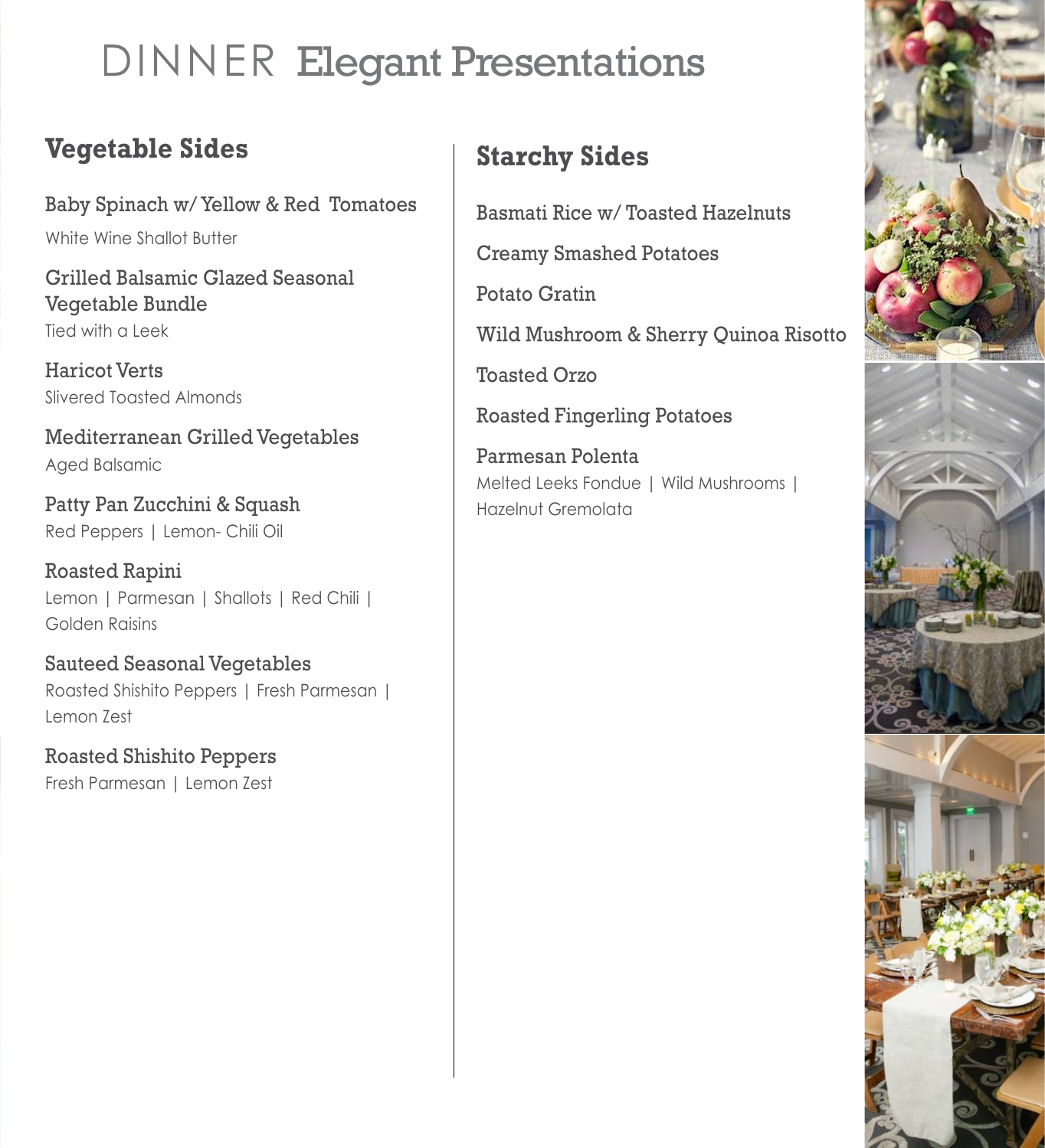# DINNER Elegant Presentations

## Vegetable Sides

Baby Spinach w/ Yellow & Red Tomatoes
White Wine Shallot Butter

Grilled Balsamic Glazed Seasonal Vegetable Bundle
Tied with a Leek

Haricot Verts
Slivered Toasted Almonds

Mediterranean Grilled Vegetables
Aged Balsamic

Patty Pan Zucchini & Squash
Red Peppers | Lemon- Chili Oil

Roasted Rapini
Lemon | Parmesan | Shallots | Red Chili | Golden Raisins

Sauteed Seasonal Vegetables
Roasted Shishito Peppers | Fresh Parmesan | Lemon Zest

Roasted Shishito Peppers
Fresh Parmesan | Lemon Zest

## Starchy Sides

Basmati Rice w/ Toasted Hazelnuts

Creamy Smashed Potatoes

Potato Gratin

Wild Mushroom & Sherry Quinoa Risotto

Toasted Orzo

Roasted Fingerling Potatoes

Parmesan Polenta
Melted Leeks Fondue | Wild Mushrooms | Hazelnut Gremolata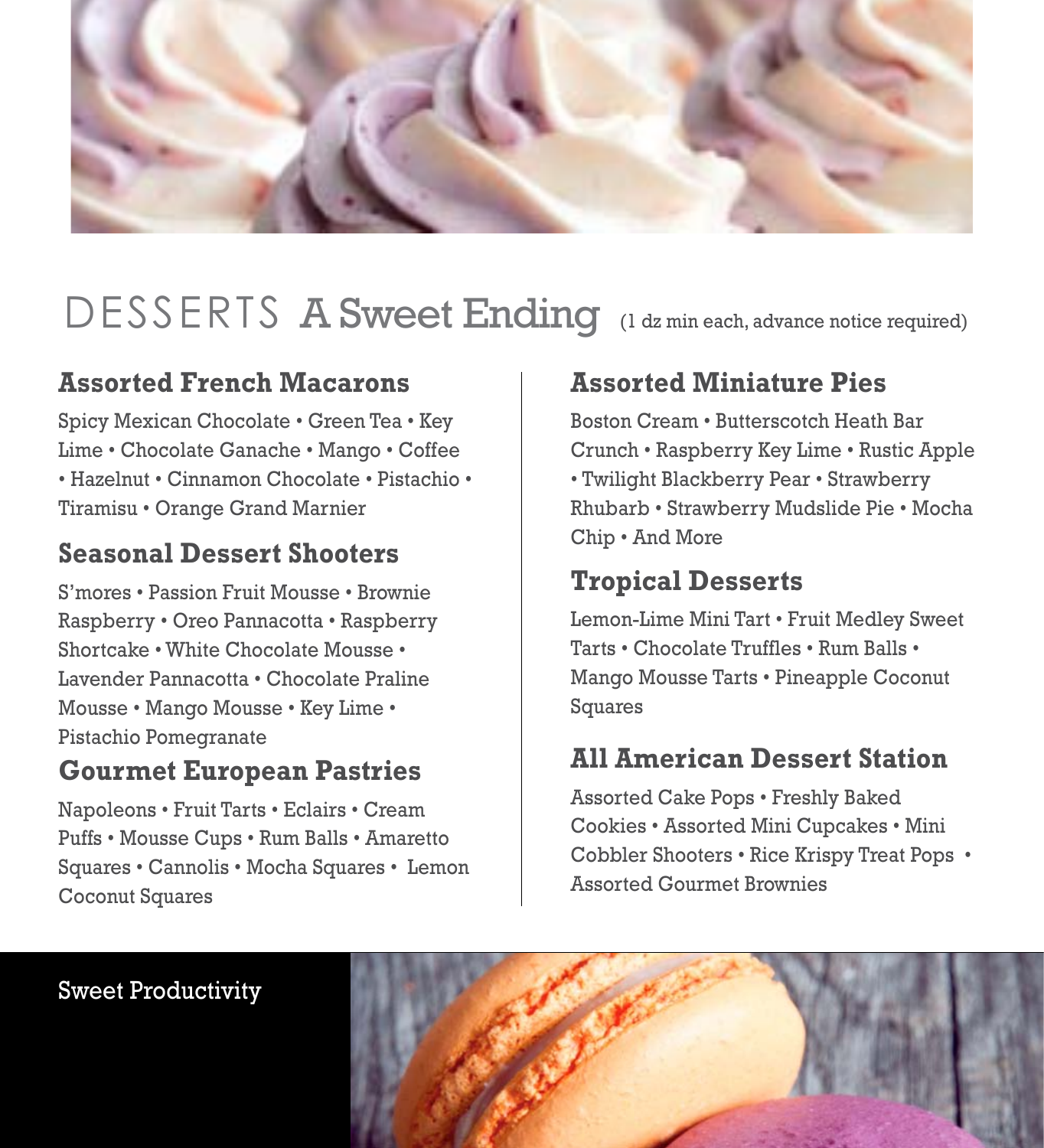# DESSERTS A Sweet Ending

(1 dz min each, advance notice required)

## Assorted French Macarons

Spicy Mexican Chocolate • Green Tea • Key Lime • Chocolate Ganache • Mango • Coffee • Hazelnut • Cinnamon Chocolate • Pistachio • Tiramisu • Orange Grand Marnier

## Seasonal Dessert Shooters

S'mores • Passion Fruit Mousse • Brownie Raspberry • Oreo Pannacotta • Raspberry Shortcake • White Chocolate Mousse • Lavender Pannacotta • Chocolate Praline Mousse • Mango Mousse • Key Lime • Pistachio Pomegranate

## Gourmet European Pastries

Napoleons • Fruit Tarts • Eclairs • Cream Puffs • Mousse Cups • Rum Balls • Amaretto Squares • Cannolis • Mocha Squares • Lemon Coconut Squares

## Assorted Miniature Pies

Boston Cream • Butterscotch Heath Bar Crunch • Raspberry Key Lime • Rustic Apple • Twilight Blackberry Pear • Strawberry Rhubarb • Strawberry Mudslide Pie • Mocha Chip • And More

## Tropical Desserts

Lemon-Lime Mini Tart • Fruit Medley Sweet Tarts • Chocolate Truffles • Rum Balls • Mango Mousse Tarts • Pineapple Coconut Squares

## All American Dessert Station

Assorted Cake Pops • Freshly Baked Cookies • Assorted Mini Cupcakes • Mini Cobbler Shooters • Rice Krispy Treat Pops • Assorted Gourmet Brownies

Sweet Productivity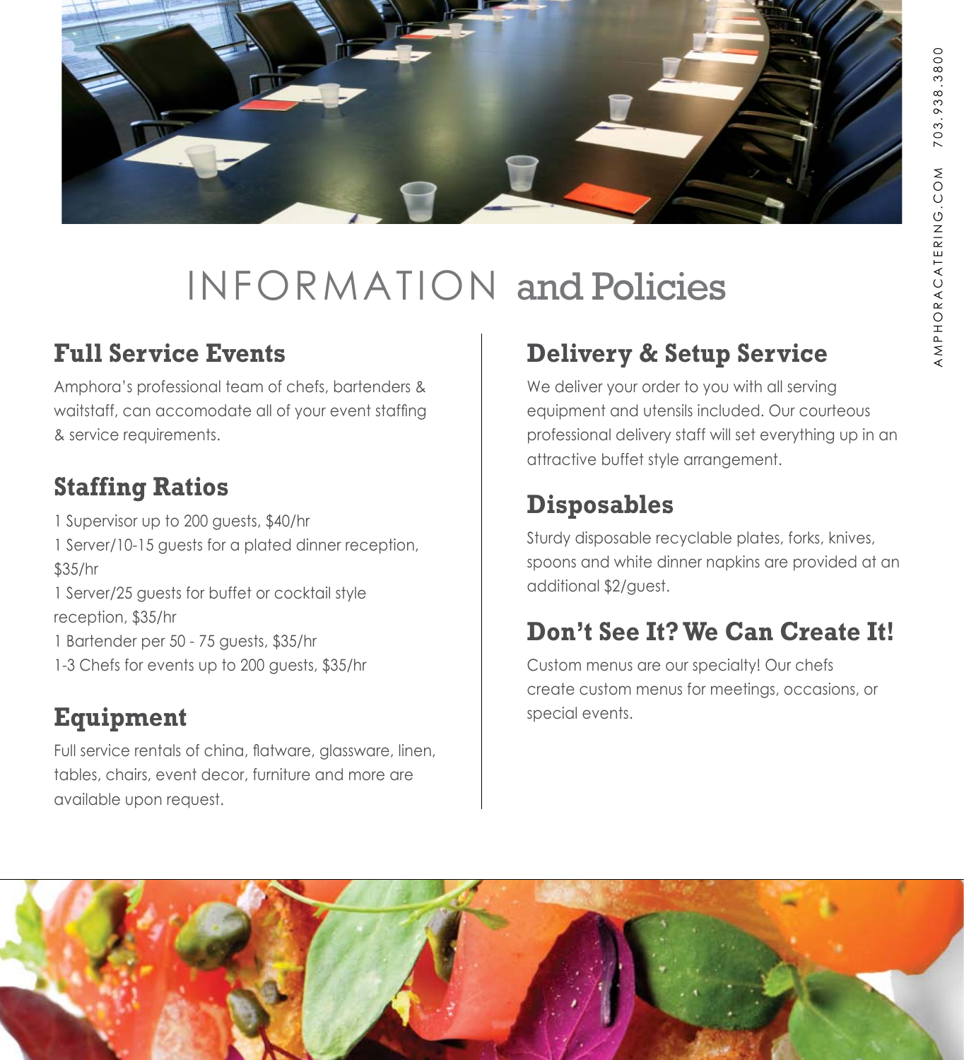# INFORMATION and Policies

## Full Service Events

Amphora's professional team of chefs, bartenders & waitstaff, can accomodate all of your event staffing & service requirements.

## Staffing Ratios

1 Supervisor up to 200 guests, $40/hr
1 Server/10-15 guests for a plated dinner reception, $35/hr
1 Server/25 guests for buffet or cocktail style reception, $35/hr
1 Bartender per 50 - 75 guests, $35/hr
1-3 Chefs for events up to 200 guests, $35/hr

## Equipment

Full service rentals of china, flatware, glassware, linen, tables, chairs, event decor, furniture and more are available upon request.

## Delivery & Setup Service

We deliver your order to you with all serving equipment and utensils included. Our courteous professional delivery staff will set everything up in an attractive buffet style arrangement.

## Disposables

Sturdy disposable recyclable plates, forks, knives, spoons and white dinner napkins are provided at an additional $2/guest.

## Don't See It? We Can Create It!

Custom menus are our specialty! Our chefs create custom menus for meetings, occasions, or special events.

AMPHORACATERING.COM 703.938.3800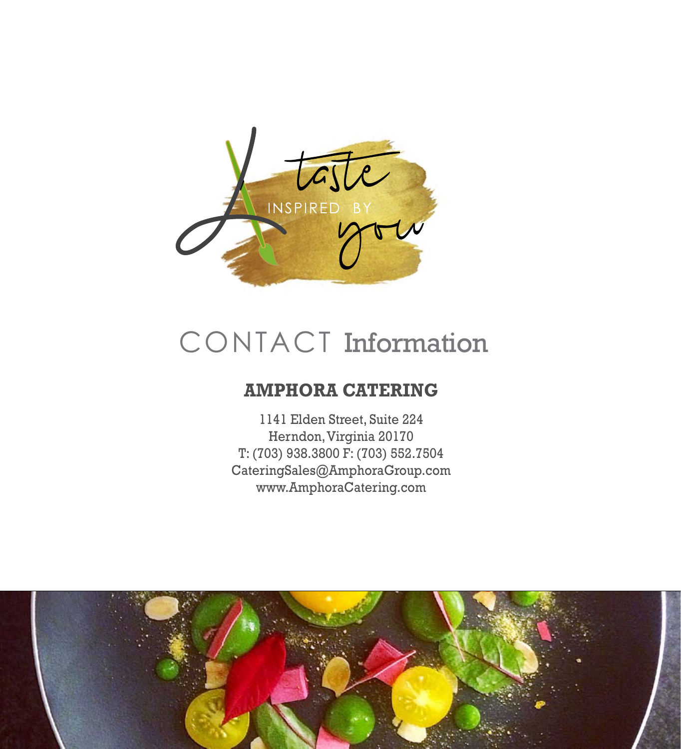A taste INSPIRED BY you

# CONTACT Information

## AMPHORA CATERING

1141 Elden Street, Suite 224
Herndon, Virginia 20170
T: (703) 938.3800 F: (703) 552.7504
CateringSales@AmphoraGroup.com
www.AmphoraCatering.com